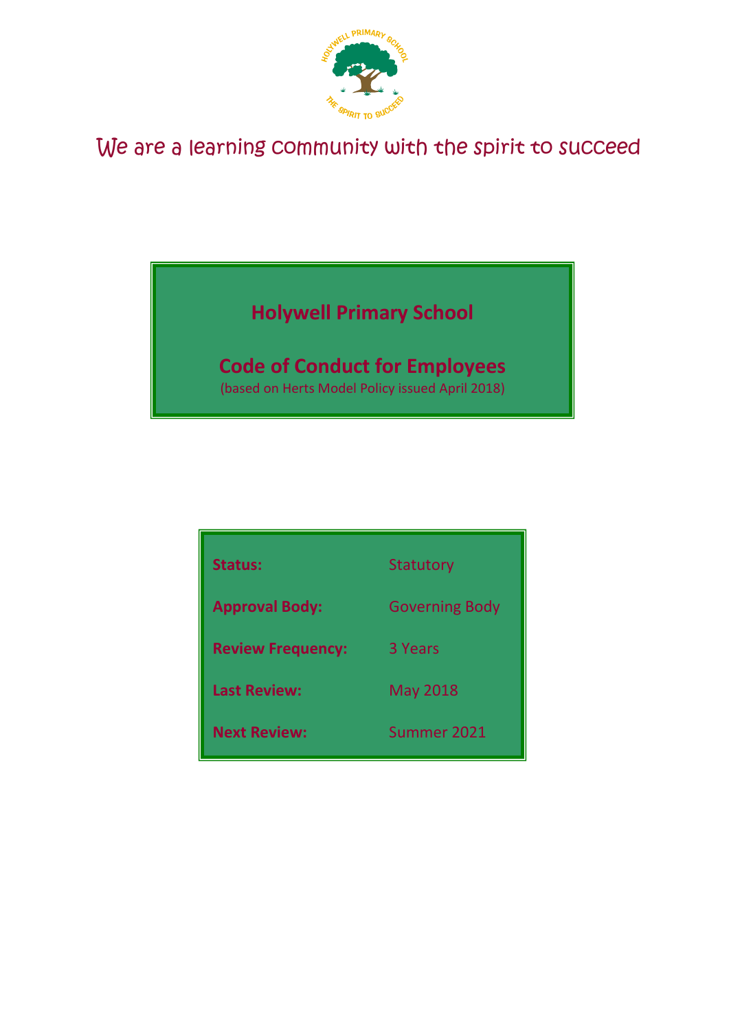We are a learning community with the spirit to succeed

# Holywell Primary School

## Code of Conduct for Employees

(based on Herts Model Policy issued April 2018)

| | |
|---|---|
| **Status:** | Statutory |
| **Approval Body:** | Governing Body |
| **Review Frequency:** | 3 Years |
| **Last Review:** | May 2018 |
| **Next Review:** | Summer 2021 |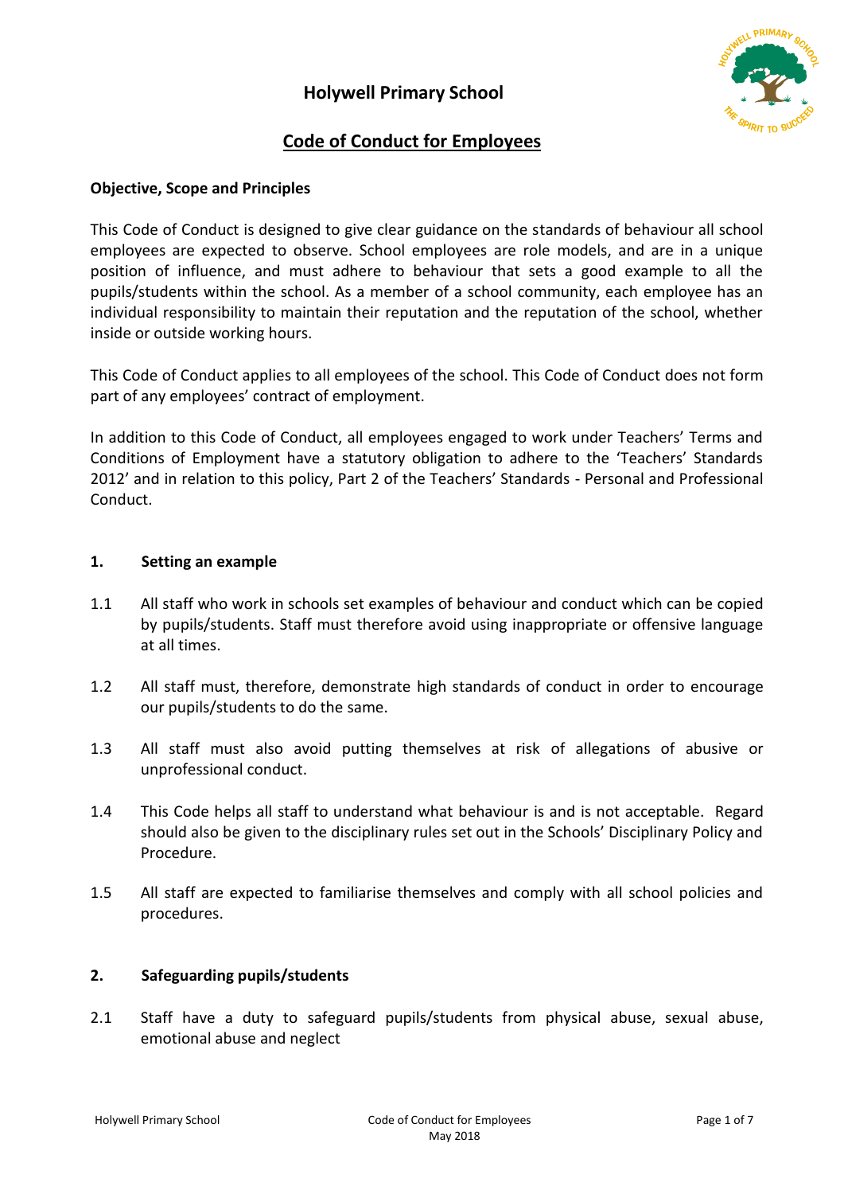# Holywell Primary School

## Code of Conduct for Employees

**Objective, Scope and Principles**

This Code of Conduct is designed to give clear guidance on the standards of behaviour all school employees are expected to observe. School employees are role models, and are in a unique position of influence, and must adhere to behaviour that sets a good example to all the pupils/students within the school. As a member of a school community, each employee has an individual responsibility to maintain their reputation and the reputation of the school, whether inside or outside working hours.

This Code of Conduct applies to all employees of the school. This Code of Conduct does not form part of any employees' contract of employment.

In addition to this Code of Conduct, all employees engaged to work under Teachers' Terms and Conditions of Employment have a statutory obligation to adhere to the 'Teachers' Standards 2012' and in relation to this policy, Part 2 of the Teachers' Standards - Personal and Professional Conduct.

**1. Setting an example**

1.1 All staff who work in schools set examples of behaviour and conduct which can be copied by pupils/students. Staff must therefore avoid using inappropriate or offensive language at all times.

1.2 All staff must, therefore, demonstrate high standards of conduct in order to encourage our pupils/students to do the same.

1.3 All staff must also avoid putting themselves at risk of allegations of abusive or unprofessional conduct.

1.4 This Code helps all staff to understand what behaviour is and is not acceptable. Regard should also be given to the disciplinary rules set out in the Schools' Disciplinary Policy and Procedure.

1.5 All staff are expected to familiarise themselves and comply with all school policies and procedures.

**2. Safeguarding pupils/students**

2.1 Staff have a duty to safeguard pupils/students from physical abuse, sexual abuse, emotional abuse and neglect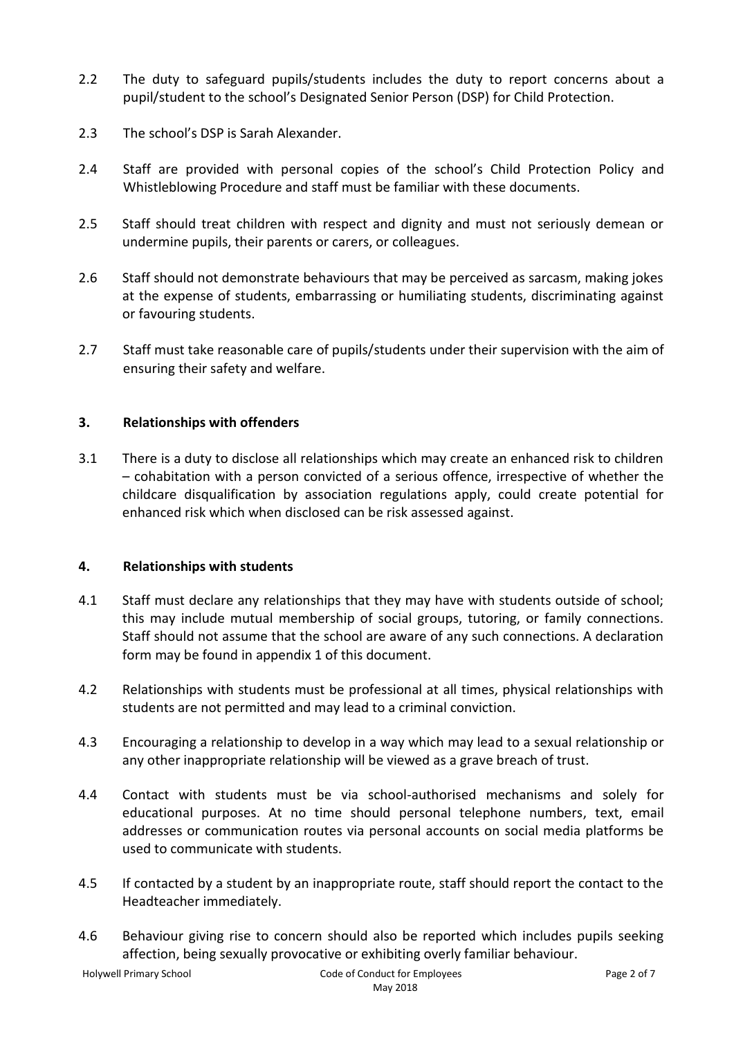2.2 The duty to safeguard pupils/students includes the duty to report concerns about a pupil/student to the school's Designated Senior Person (DSP) for Child Protection.

2.3 The school's DSP is Sarah Alexander.

2.4 Staff are provided with personal copies of the school's Child Protection Policy and Whistleblowing Procedure and staff must be familiar with these documents.

2.5 Staff should treat children with respect and dignity and must not seriously demean or undermine pupils, their parents or carers, or colleagues.

2.6 Staff should not demonstrate behaviours that may be perceived as sarcasm, making jokes at the expense of students, embarrassing or humiliating students, discriminating against or favouring students.

2.7 Staff must take reasonable care of pupils/students under their supervision with the aim of ensuring their safety and welfare.

## 3. Relationships with offenders

3.1 There is a duty to disclose all relationships which may create an enhanced risk to children – cohabitation with a person convicted of a serious offence, irrespective of whether the childcare disqualification by association regulations apply, could create potential for enhanced risk which when disclosed can be risk assessed against.

## 4. Relationships with students

4.1 Staff must declare any relationships that they may have with students outside of school; this may include mutual membership of social groups, tutoring, or family connections. Staff should not assume that the school are aware of any such connections. A declaration form may be found in appendix 1 of this document.

4.2 Relationships with students must be professional at all times, physical relationships with students are not permitted and may lead to a criminal conviction.

4.3 Encouraging a relationship to develop in a way which may lead to a sexual relationship or any other inappropriate relationship will be viewed as a grave breach of trust.

4.4 Contact with students must be via school-authorised mechanisms and solely for educational purposes. At no time should personal telephone numbers, text, email addresses or communication routes via personal accounts on social media platforms be used to communicate with students.

4.5 If contacted by a student by an inappropriate route, staff should report the contact to the Headteacher immediately.

4.6 Behaviour giving rise to concern should also be reported which includes pupils seeking affection, being sexually provocative or exhibiting overly familiar behaviour.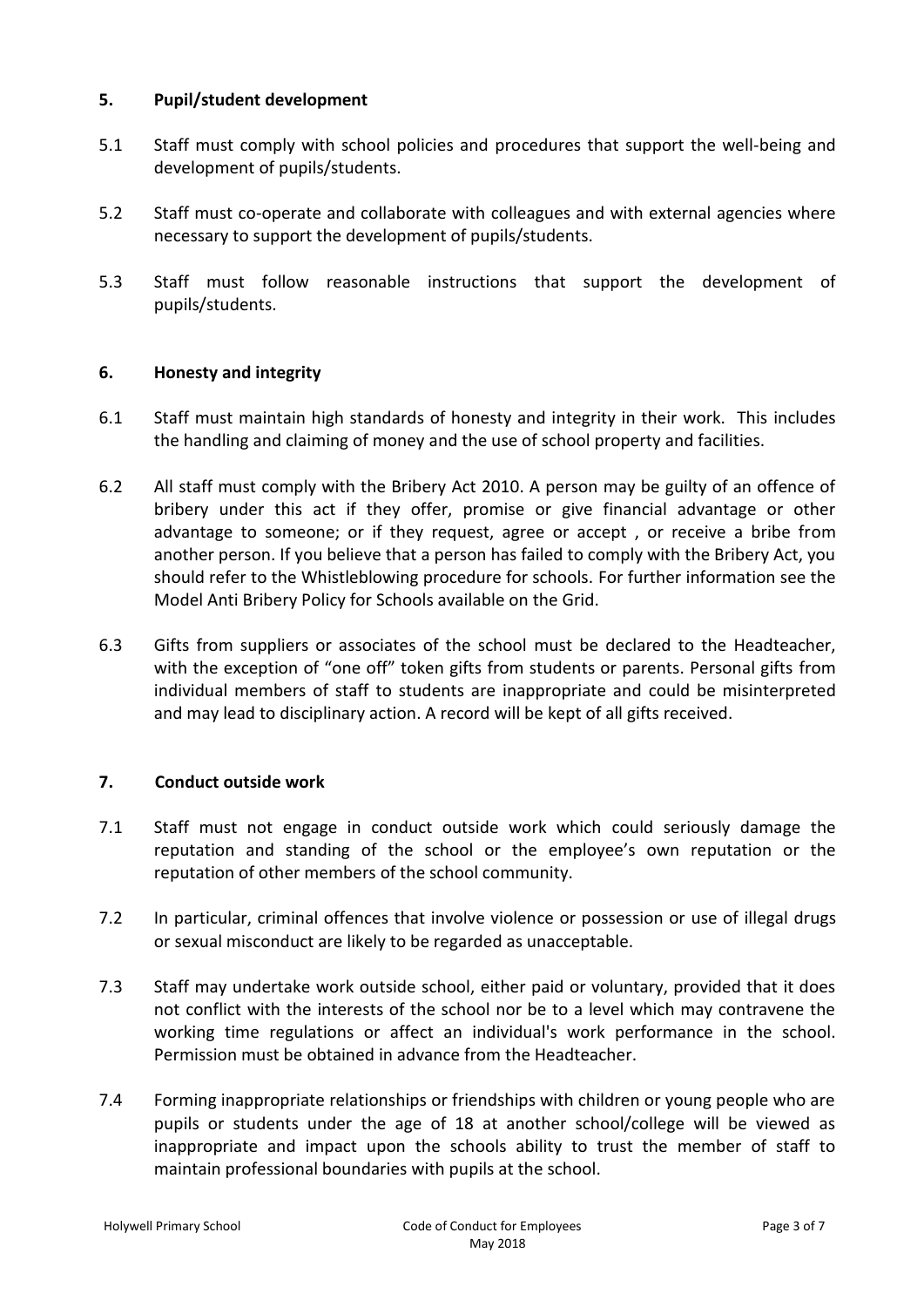## 5. Pupil/student development

5.1 Staff must comply with school policies and procedures that support the well-being and development of pupils/students.

5.2 Staff must co-operate and collaborate with colleagues and with external agencies where necessary to support the development of pupils/students.

5.3 Staff must follow reasonable instructions that support the development of pupils/students.

## 6. Honesty and integrity

6.1 Staff must maintain high standards of honesty and integrity in their work. This includes the handling and claiming of money and the use of school property and facilities.

6.2 All staff must comply with the Bribery Act 2010. A person may be guilty of an offence of bribery under this act if they offer, promise or give financial advantage or other advantage to someone; or if they request, agree or accept , or receive a bribe from another person. If you believe that a person has failed to comply with the Bribery Act, you should refer to the Whistleblowing procedure for schools. For further information see the Model Anti Bribery Policy for Schools available on the Grid.

6.3 Gifts from suppliers or associates of the school must be declared to the Headteacher, with the exception of "one off" token gifts from students or parents. Personal gifts from individual members of staff to students are inappropriate and could be misinterpreted and may lead to disciplinary action. A record will be kept of all gifts received.

## 7. Conduct outside work

7.1 Staff must not engage in conduct outside work which could seriously damage the reputation and standing of the school or the employee's own reputation or the reputation of other members of the school community.

7.2 In particular, criminal offences that involve violence or possession or use of illegal drugs or sexual misconduct are likely to be regarded as unacceptable.

7.3 Staff may undertake work outside school, either paid or voluntary, provided that it does not conflict with the interests of the school nor be to a level which may contravene the working time regulations or affect an individual's work performance in the school. Permission must be obtained in advance from the Headteacher.

7.4 Forming inappropriate relationships or friendships with children or young people who are pupils or students under the age of 18 at another school/college will be viewed as inappropriate and impact upon the schools ability to trust the member of staff to maintain professional boundaries with pupils at the school.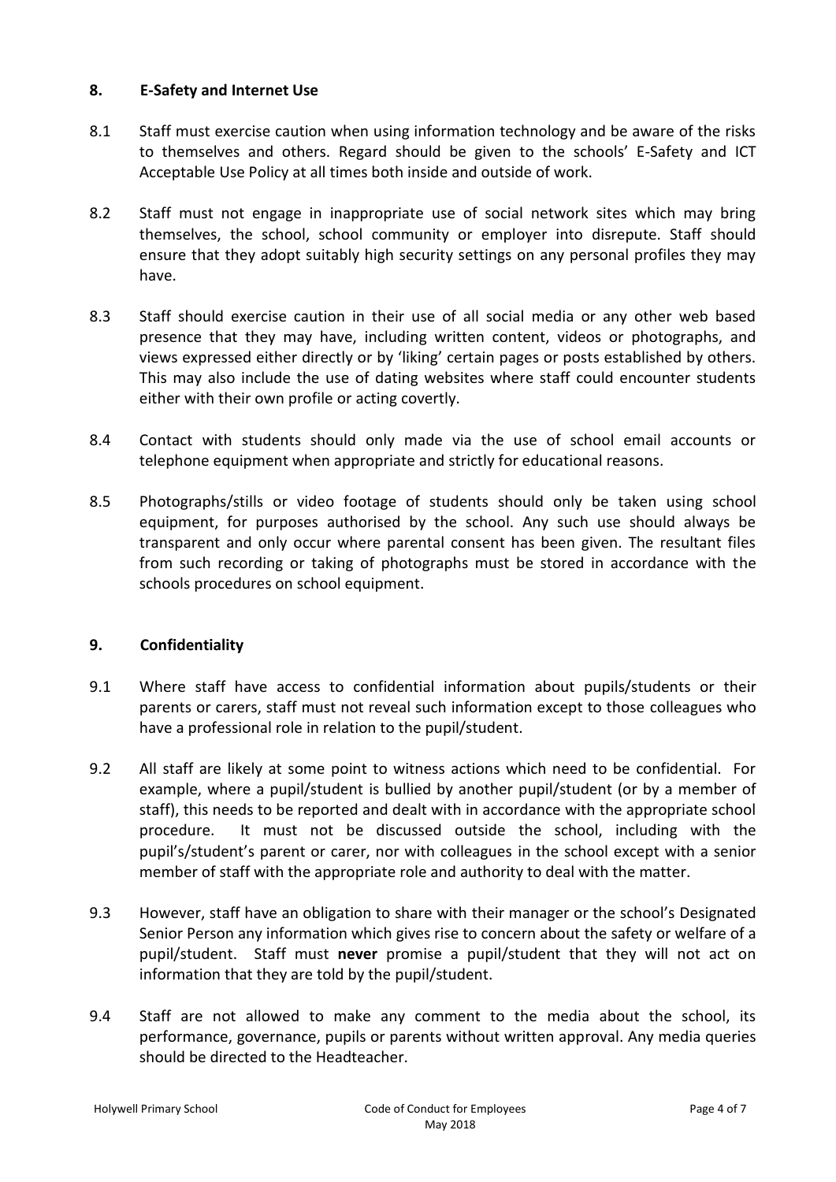## 8. E-Safety and Internet Use

8.1 Staff must exercise caution when using information technology and be aware of the risks to themselves and others. Regard should be given to the schools' E-Safety and ICT Acceptable Use Policy at all times both inside and outside of work.

8.2 Staff must not engage in inappropriate use of social network sites which may bring themselves, the school, school community or employer into disrepute. Staff should ensure that they adopt suitably high security settings on any personal profiles they may have.

8.3 Staff should exercise caution in their use of all social media or any other web based presence that they may have, including written content, videos or photographs, and views expressed either directly or by 'liking' certain pages or posts established by others. This may also include the use of dating websites where staff could encounter students either with their own profile or acting covertly.

8.4 Contact with students should only made via the use of school email accounts or telephone equipment when appropriate and strictly for educational reasons.

8.5 Photographs/stills or video footage of students should only be taken using school equipment, for purposes authorised by the school. Any such use should always be transparent and only occur where parental consent has been given. The resultant files from such recording or taking of photographs must be stored in accordance with the schools procedures on school equipment.

## 9. Confidentiality

9.1 Where staff have access to confidential information about pupils/students or their parents or carers, staff must not reveal such information except to those colleagues who have a professional role in relation to the pupil/student.

9.2 All staff are likely at some point to witness actions which need to be confidential. For example, where a pupil/student is bullied by another pupil/student (or by a member of staff), this needs to be reported and dealt with in accordance with the appropriate school procedure. It must not be discussed outside the school, including with the pupil's/student's parent or carer, nor with colleagues in the school except with a senior member of staff with the appropriate role and authority to deal with the matter.

9.3 However, staff have an obligation to share with their manager or the school's Designated Senior Person any information which gives rise to concern about the safety or welfare of a pupil/student. Staff must **never** promise a pupil/student that they will not act on information that they are told by the pupil/student.

9.4 Staff are not allowed to make any comment to the media about the school, its performance, governance, pupils or parents without written approval. Any media queries should be directed to the Headteacher.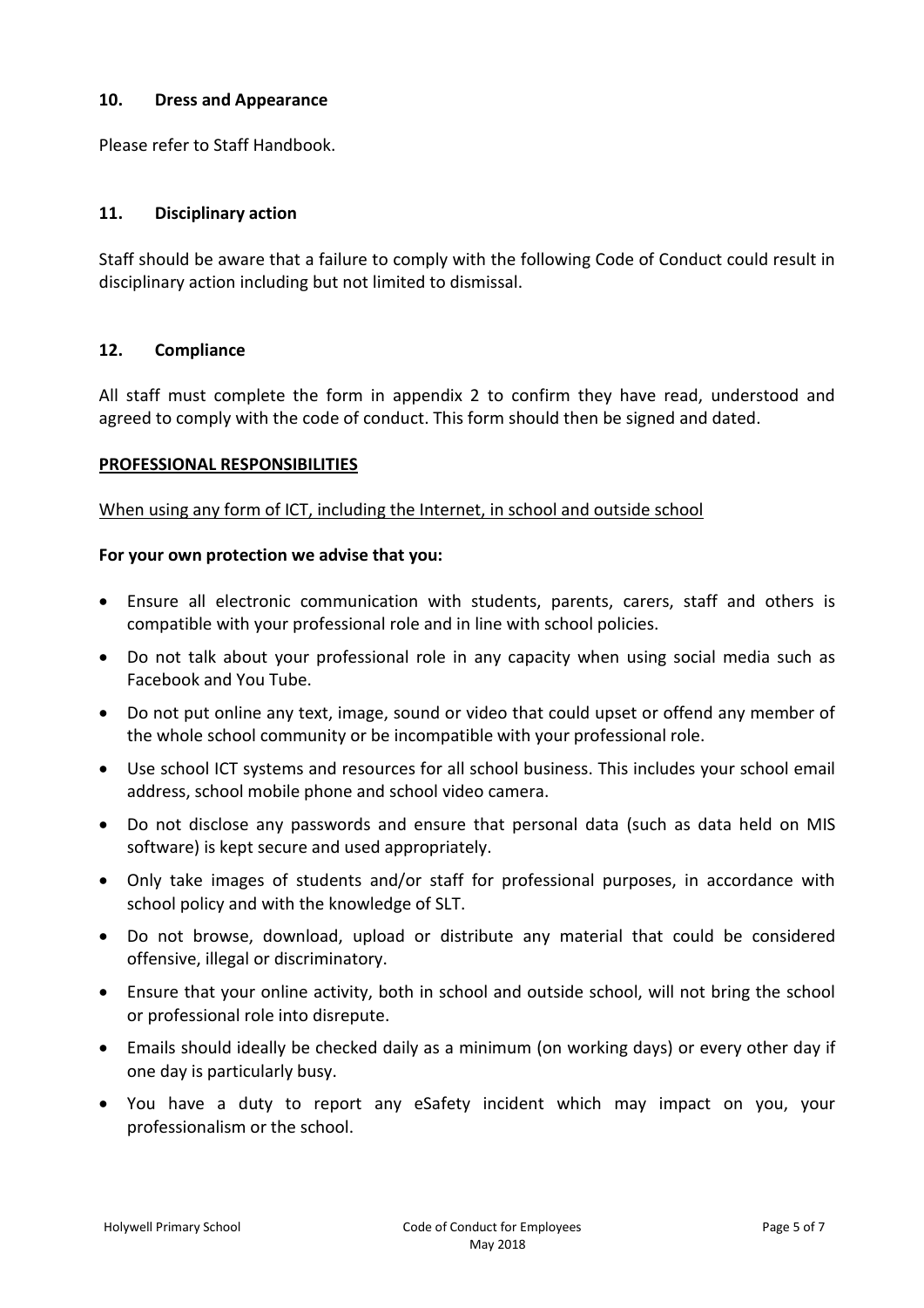## 10. Dress and Appearance

Please refer to Staff Handbook.

## 11. Disciplinary action

Staff should be aware that a failure to comply with the following Code of Conduct could result in disciplinary action including but not limited to dismissal.

## 12. Compliance

All staff must complete the form in appendix 2 to confirm they have read, understood and agreed to comply with the code of conduct. This form should then be signed and dated.

**PROFESSIONAL RESPONSIBILITIES**

When using any form of ICT, including the Internet, in school and outside school

**For your own protection we advise that you:**

- Ensure all electronic communication with students, parents, carers, staff and others is compatible with your professional role and in line with school policies.
- Do not talk about your professional role in any capacity when using social media such as Facebook and You Tube.
- Do not put online any text, image, sound or video that could upset or offend any member of the whole school community or be incompatible with your professional role.
- Use school ICT systems and resources for all school business. This includes your school email address, school mobile phone and school video camera.
- Do not disclose any passwords and ensure that personal data (such as data held on MIS software) is kept secure and used appropriately.
- Only take images of students and/or staff for professional purposes, in accordance with school policy and with the knowledge of SLT.
- Do not browse, download, upload or distribute any material that could be considered offensive, illegal or discriminatory.
- Ensure that your online activity, both in school and outside school, will not bring the school or professional role into disrepute.
- Emails should ideally be checked daily as a minimum (on working days) or every other day if one day is particularly busy.
- You have a duty to report any eSafety incident which may impact on you, your professionalism or the school.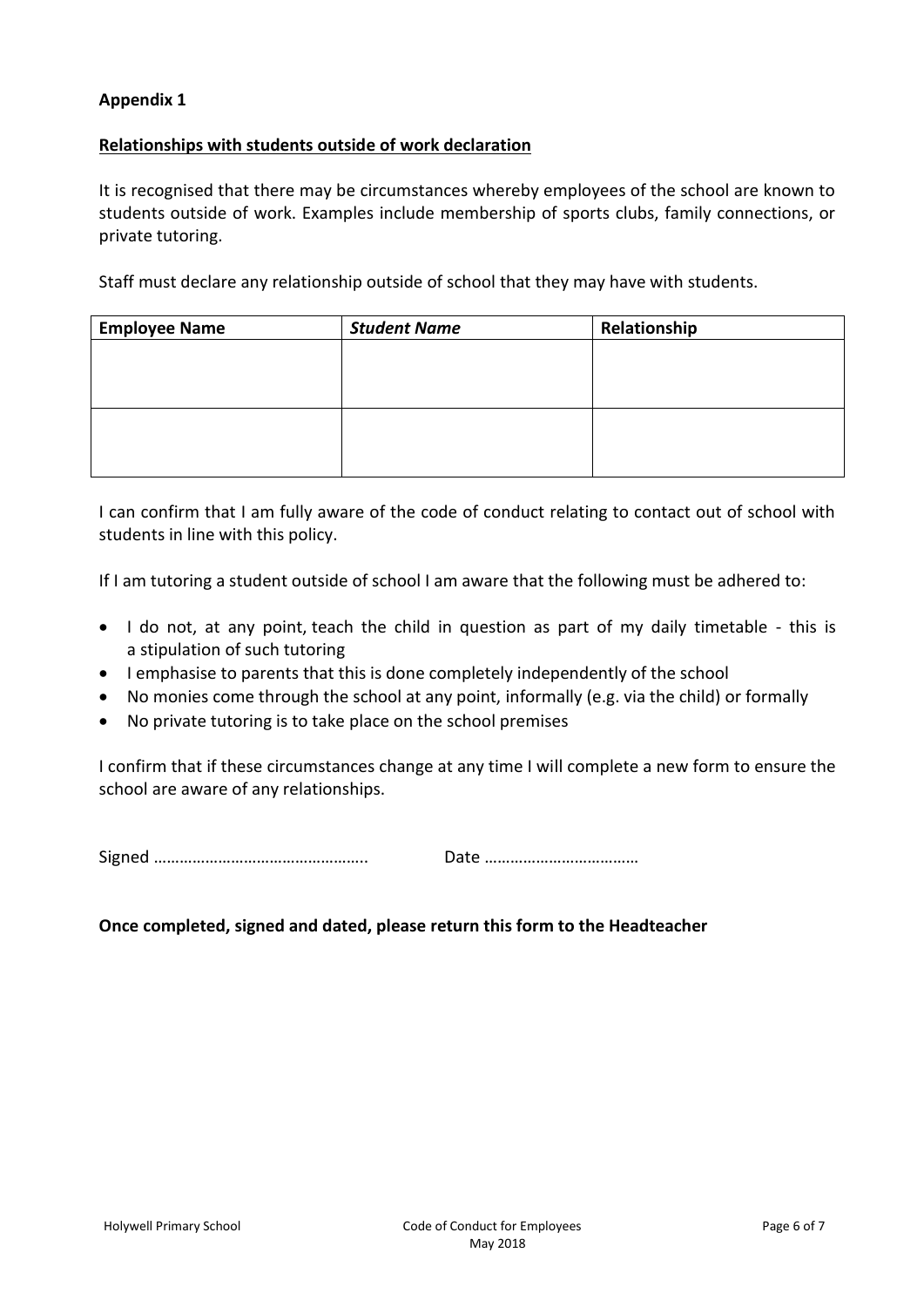**Appendix 1**

**Relationships with students outside of work declaration**

It is recognised that there may be circumstances whereby employees of the school are known to students outside of work. Examples include membership of sports clubs, family connections, or private tutoring.

Staff must declare any relationship outside of school that they may have with students.

| **Employee Name** | ***Student Name*** | **Relationship** |
|---|---|---|
| | | |
| | | |

I can confirm that I am fully aware of the code of conduct relating to contact out of school with students in line with this policy.

If I am tutoring a student outside of school I am aware that the following must be adhered to:

- I do not, at any point, teach the child in question as part of my daily timetable - this is a stipulation of such tutoring
- I emphasise to parents that this is done completely independently of the school
- No monies come through the school at any point, informally (e.g. via the child) or formally
- No private tutoring is to take place on the school premises

I confirm that if these circumstances change at any time I will complete a new form to ensure the school are aware of any relationships.

Signed ………………………………………….. Date ………………………………

**Once completed, signed and dated, please return this form to the Headteacher**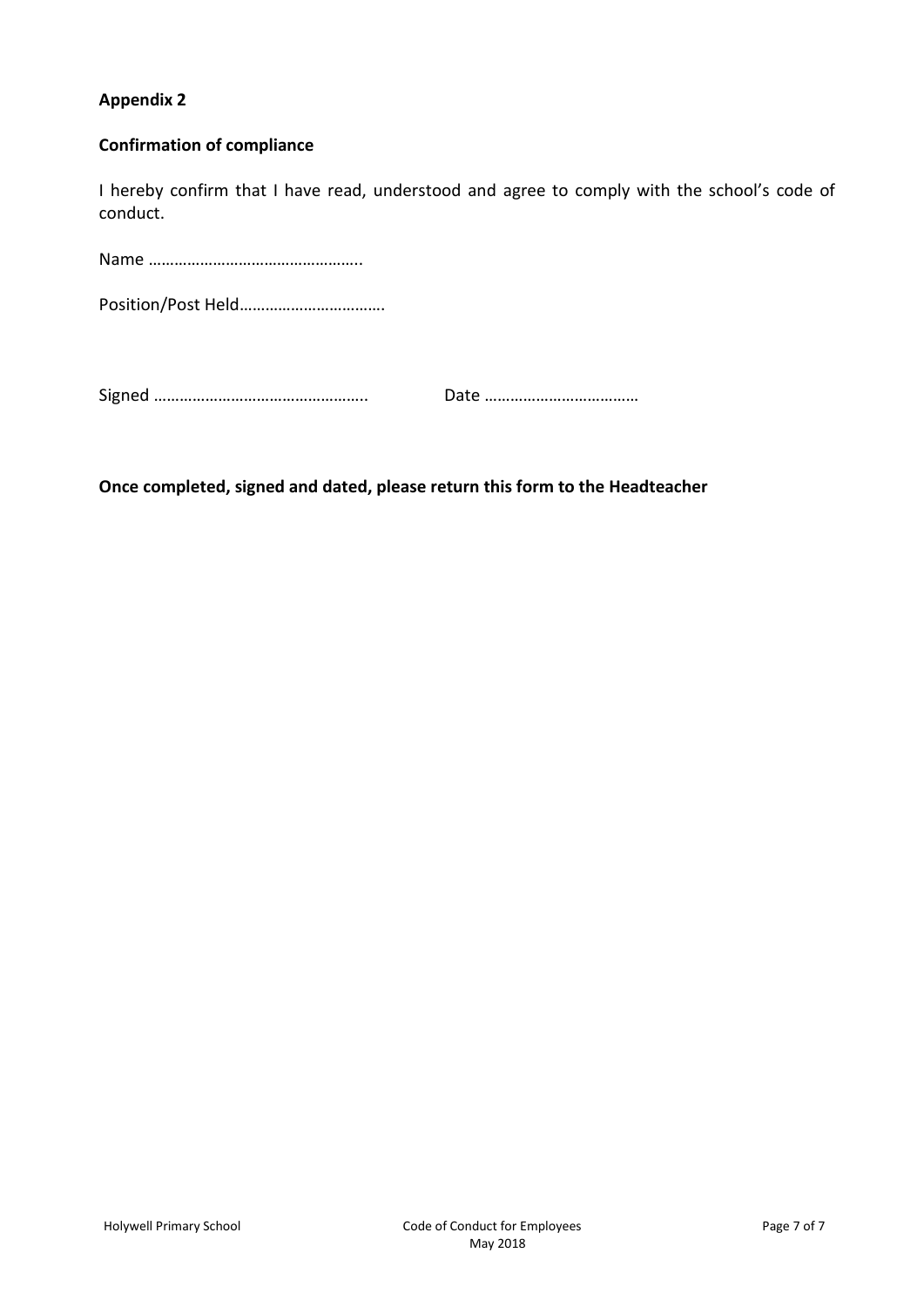**Appendix 2**

**Confirmation of compliance**

I hereby confirm that I have read, understood and agree to comply with the school's code of conduct.

Name …………………………………………..

Position/Post Held…………………………….

Signed …………………………………………..          Date ………………………………

**Once completed, signed and dated, please return this form to the Headteacher**